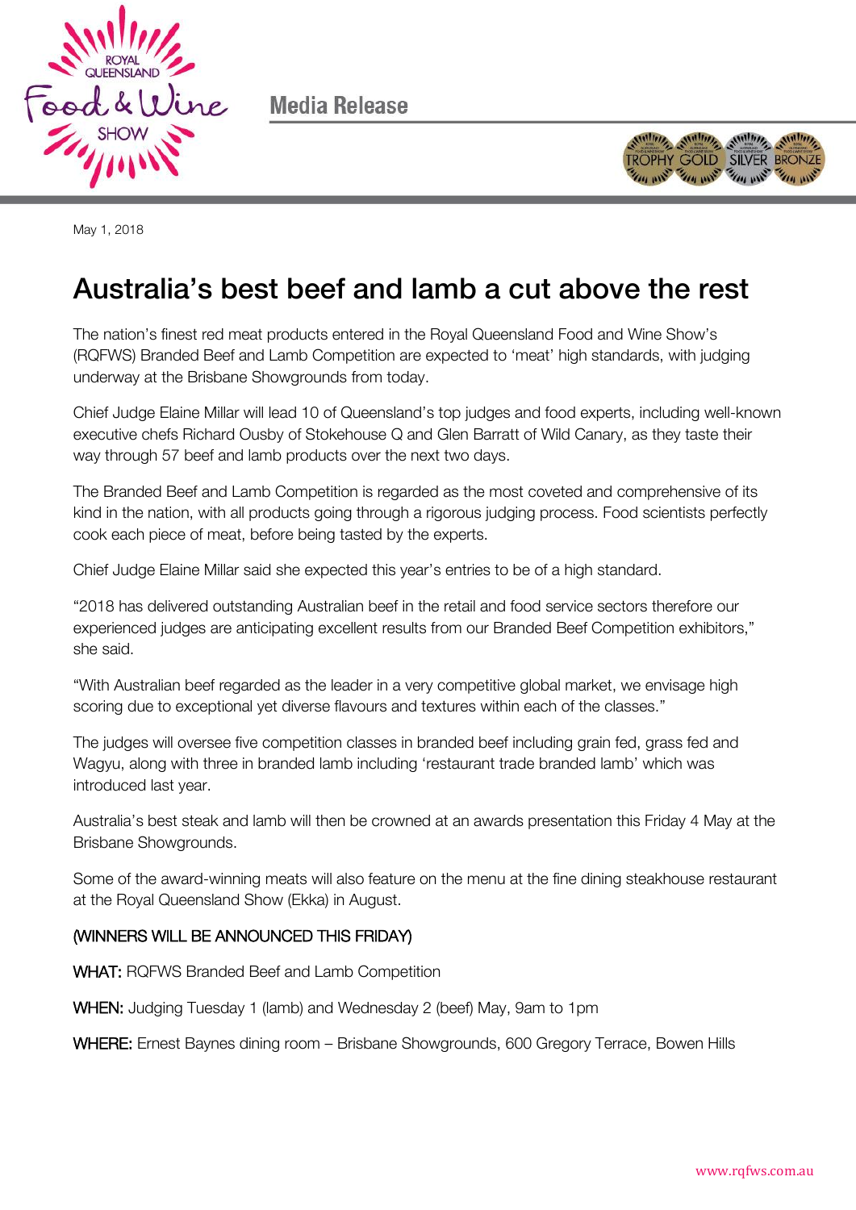Media Release

May 1, 2018

# Australia's best beef and lamb a cut above the rest

The nation's finest red meat products entered in the Royal Queensland Food and Wine Show's (RQFWS) Branded Beef and Lamb Competition are expected to 'meat' high standards, with judging underway at the Brisbane Showgrounds from today.

Chief Judge Elaine Millar will lead 10 of Queensland's top judges and food experts, including well-known executive chefs Richard Ousby of Stokehouse Q and Glen Barratt of Wild Canary, as they taste their way through 57 beef and lamb products over the next two days.

The Branded Beef and Lamb Competition is regarded as the most coveted and comprehensive of its kind in the nation, with all products going through a rigorous judging process. Food scientists perfectly cook each piece of meat, before being tasted by the experts.

Chief Judge Elaine Millar said she expected this year's entries to be of a high standard.

"2018 has delivered outstanding Australian beef in the retail and food service sectors therefore our experienced judges are anticipating excellent results from our Branded Beef Competition exhibitors," she said.

"With Australian beef regarded as the leader in a very competitive global market, we envisage high scoring due to exceptional yet diverse flavours and textures within each of the classes."

The judges will oversee five competition classes in branded beef including grain fed, grass fed and Wagyu, along with three in branded lamb including 'restaurant trade branded lamb' which was introduced last year.

Australia's best steak and lamb will then be crowned at an awards presentation this Friday 4 May at the Brisbane Showgrounds.

Some of the award-winning meats will also feature on the menu at the fine dining steakhouse restaurant at the Royal Queensland Show (Ekka) in August.

(WINNERS WILL BE ANNOUNCED THIS FRIDAY)

**WHAT:** RQFWS Branded Beef and Lamb Competition

**WHEN:** Judging Tuesday 1 (lamb) and Wednesday 2 (beef) May, 9am to 1pm

**WHERE:** Ernest Baynes dining room – Brisbane Showgrounds, 600 Gregory Terrace, Bowen Hills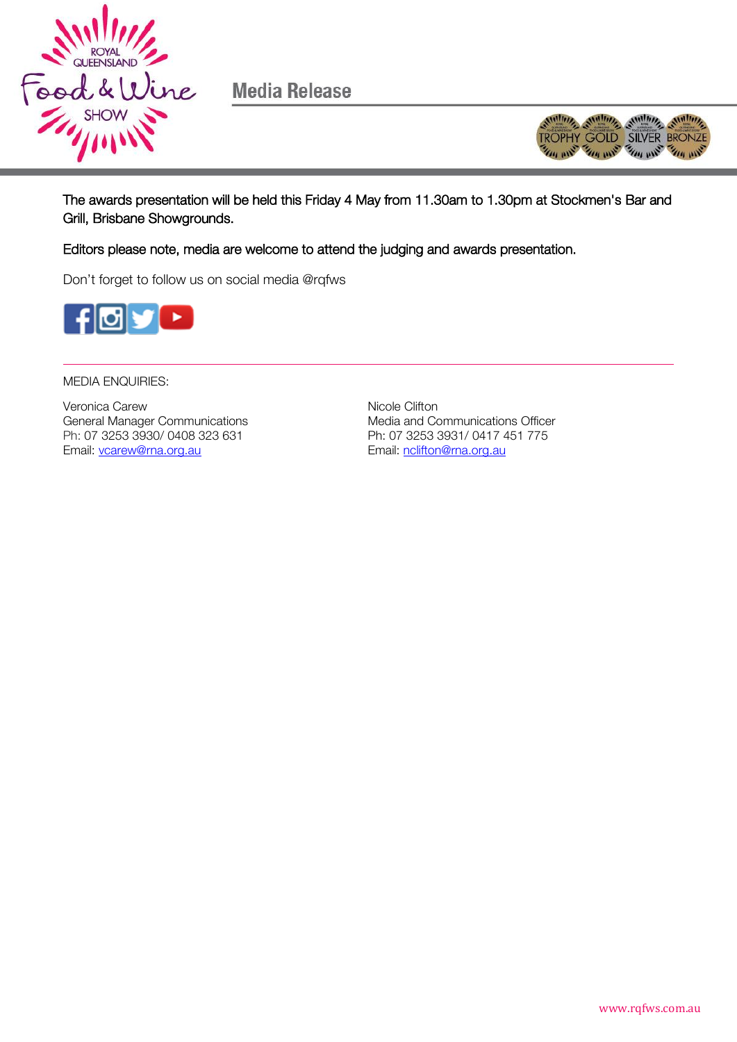The awards presentation will be held this Friday 4 May from 11.30am to 1.30pm at Stockmen's Bar and Grill, Brisbane Showgrounds.

Editors please note, media are welcome to attend the judging and awards presentation.

Don't forget to follow us on social media @rqfws

MEDIA ENQUIRIES:

Veronica Carew
General Manager Communications
Ph: 07 3253 3930/ 0408 323 631
Email: vcarew@rna.org.au

Nicole Clifton
Media and Communications Officer
Ph: 07 3253 3931/ 0417 451 775
Email: nclifton@rna.org.au